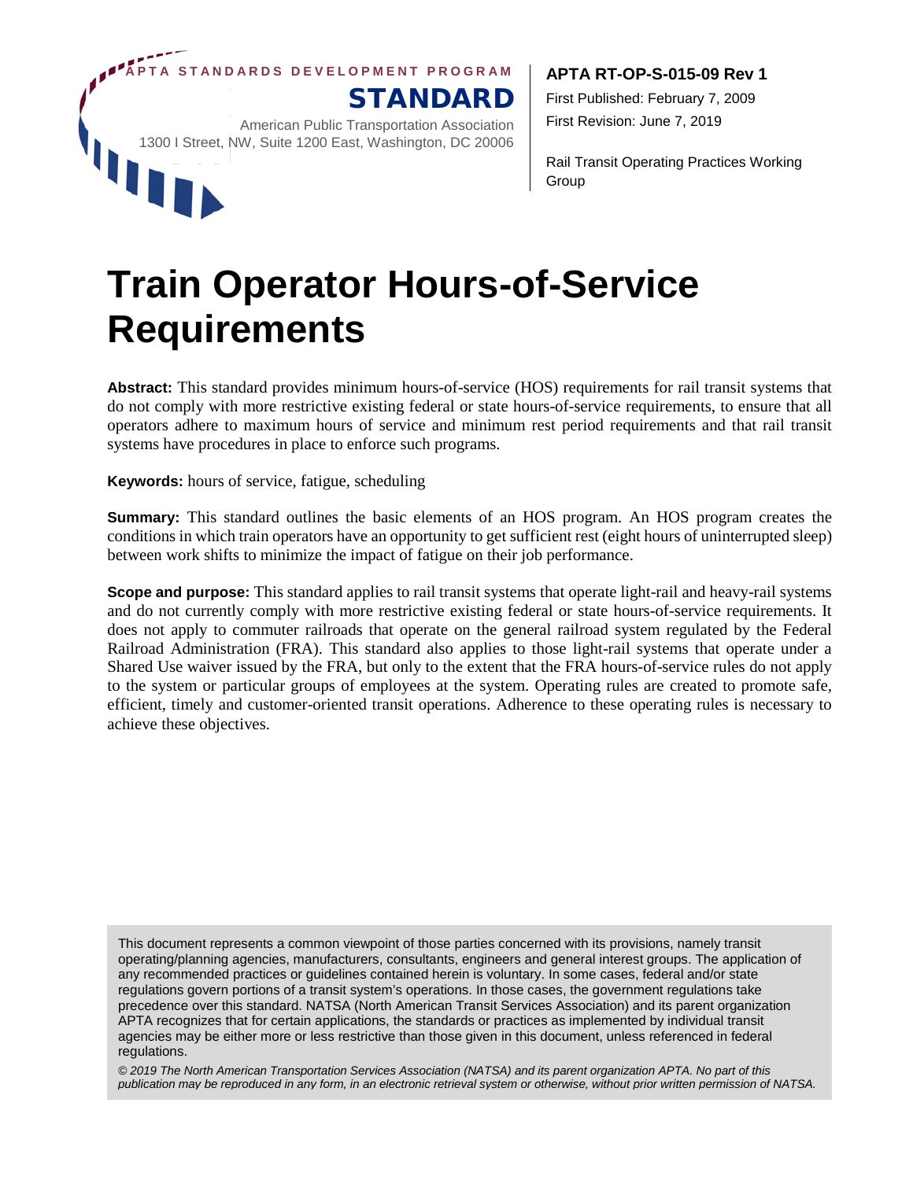APTA STANDARDS DEVELOPMENT PROGRAM

**STANDARD**

American Public Transportation Association
1300 I Street, NW, Suite 1200 East, Washington, DC 20006

**APTA RT-OP-S-015-09 Rev 1**

First Published: February 7, 2009

First Revision: June 7, 2019

Rail Transit Operating Practices Working Group

# Train Operator Hours-of-Service Requirements

**Abstract:** This standard provides minimum hours-of-service (HOS) requirements for rail transit systems that do not comply with more restrictive existing federal or state hours-of-service requirements, to ensure that all operators adhere to maximum hours of service and minimum rest period requirements and that rail transit systems have procedures in place to enforce such programs.

**Keywords:** hours of service, fatigue, scheduling

**Summary:** This standard outlines the basic elements of an HOS program. An HOS program creates the conditions in which train operators have an opportunity to get sufficient rest (eight hours of uninterrupted sleep) between work shifts to minimize the impact of fatigue on their job performance.

**Scope and purpose:** This standard applies to rail transit systems that operate light-rail and heavy-rail systems and do not currently comply with more restrictive existing federal or state hours-of-service requirements. It does not apply to commuter railroads that operate on the general railroad system regulated by the Federal Railroad Administration (FRA). This standard also applies to those light-rail systems that operate under a Shared Use waiver issued by the FRA, but only to the extent that the FRA hours-of-service rules do not apply to the system or particular groups of employees at the system. Operating rules are created to promote safe, efficient, timely and customer-oriented transit operations. Adherence to these operating rules is necessary to achieve these objectives.

This document represents a common viewpoint of those parties concerned with its provisions, namely transit operating/planning agencies, manufacturers, consultants, engineers and general interest groups. The application of any recommended practices or guidelines contained herein is voluntary. In some cases, federal and/or state regulations govern portions of a transit system's operations. In those cases, the government regulations take precedence over this standard. NATSA (North American Transit Services Association) and its parent organization APTA recognizes that for certain applications, the standards or practices as implemented by individual transit agencies may be either more or less restrictive than those given in this document, unless referenced in federal regulations.

*© 2019 The North American Transportation Services Association (NATSA) and its parent organization APTA. No part of this publication may be reproduced in any form, in an electronic retrieval system or otherwise, without prior written permission of NATSA.*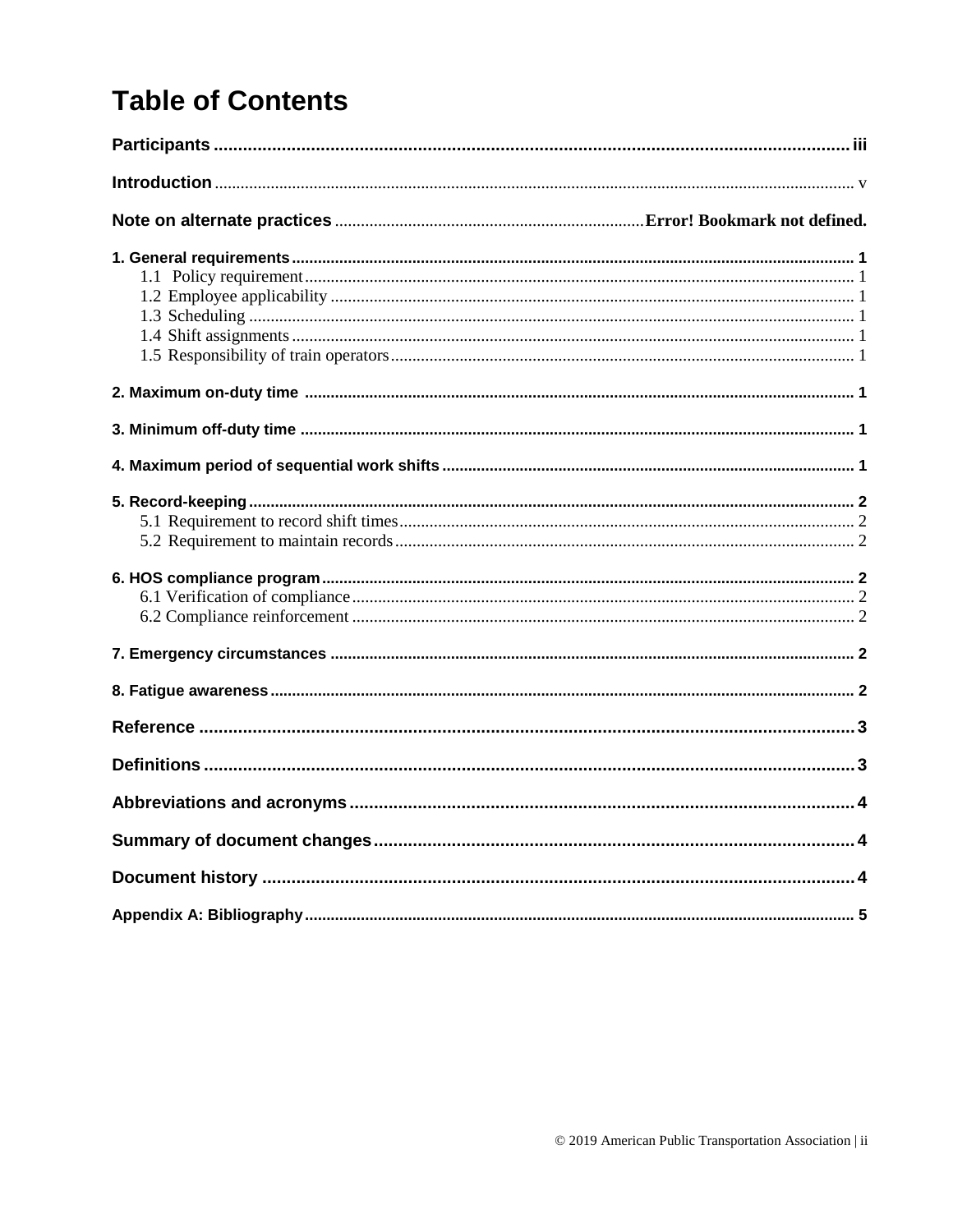# Table of Contents

**Participants** ..... iii

**Introduction** ..... v

**Note on alternate practices** ..... **Error! Bookmark not defined.**

**1. General requirements** ..... 1
- 1.1 Policy requirement ..... 1
- 1.2 Employee applicability ..... 1
- 1.3 Scheduling ..... 1
- 1.4 Shift assignments ..... 1
- 1.5 Responsibility of train operators ..... 1

**2. Maximum on-duty time** ..... 1

**3. Minimum off-duty time** ..... 1

**4. Maximum period of sequential work shifts** ..... 1

**5. Record-keeping** ..... 2
- 5.1 Requirement to record shift times ..... 2
- 5.2 Requirement to maintain records ..... 2

**6. HOS compliance program** ..... 2
- 6.1 Verification of compliance ..... 2
- 6.2 Compliance reinforcement ..... 2

**7. Emergency circumstances** ..... 2

**8. Fatigue awareness** ..... 2

**Reference** ..... 3

**Definitions** ..... 3

**Abbreviations and acronyms** ..... 4

**Summary of document changes** ..... 4

**Document history** ..... 4

**Appendix A: Bibliography** ..... 5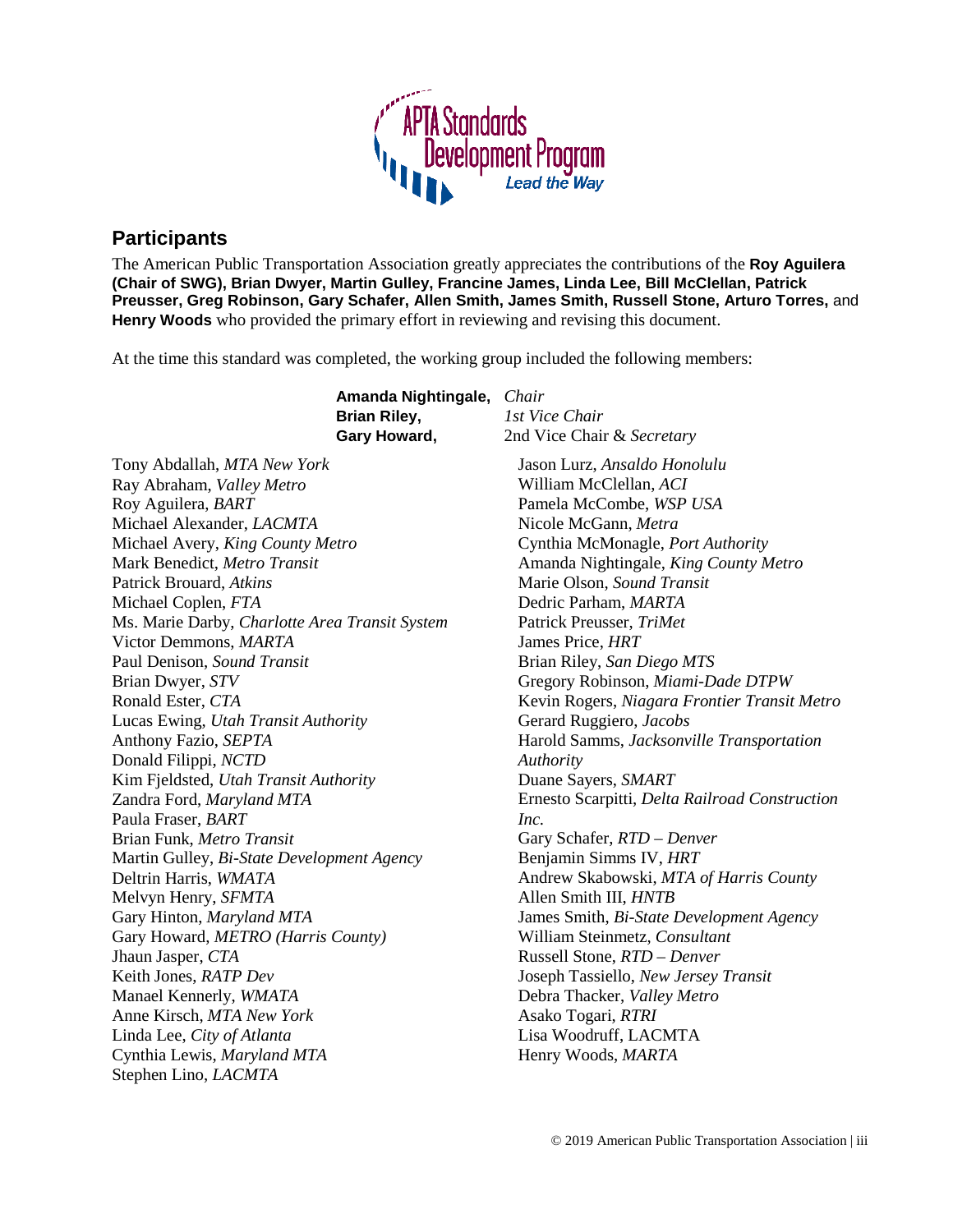## Participants

The American Public Transportation Association greatly appreciates the contributions of the **Roy Aguilera (Chair of SWG), Brian Dwyer, Martin Gulley, Francine James, Linda Lee, Bill McClellan, Patrick Preusser, Greg Robinson, Gary Schafer, Allen Smith, James Smith, Russell Stone, Arturo Torres,** and **Henry Woods** who provided the primary effort in reviewing and revising this document.

At the time this standard was completed, the working group included the following members:

**Amanda Nightingale,** *Chair*
**Brian Riley,** *1st Vice Chair*
**Gary Howard,** 2nd Vice Chair & *Secretary*

Tony Abdallah, *MTA New York*
Ray Abraham, *Valley Metro*
Roy Aguilera, *BART*
Michael Alexander, *LACMTA*
Michael Avery, *King County Metro*
Mark Benedict, *Metro Transit*
Patrick Brouard, *Atkins*
Michael Coplen, *FTA*
Ms. Marie Darby, *Charlotte Area Transit System*
Victor Demmons, *MARTA*
Paul Denison, *Sound Transit*
Brian Dwyer, *STV*
Ronald Ester, *CTA*
Lucas Ewing, *Utah Transit Authority*
Anthony Fazio, *SEPTA*
Donald Filippi, *NCTD*
Kim Fjeldsted, *Utah Transit Authority*
Zandra Ford, *Maryland MTA*
Paula Fraser, *BART*
Brian Funk, *Metro Transit*
Martin Gulley, *Bi-State Development Agency*
Deltrin Harris, *WMATA*
Melvyn Henry, *SFMTA*
Gary Hinton, *Maryland MTA*
Gary Howard, *METRO (Harris County)*
Jhaun Jasper, *CTA*
Keith Jones, *RATP Dev*
Manael Kennerly, *WMATA*
Anne Kirsch, *MTA New York*
Linda Lee, *City of Atlanta*
Cynthia Lewis, *Maryland MTA*
Stephen Lino, *LACMTA*
Jason Lurz, *Ansaldo Honolulu*
William McClellan, *ACI*
Pamela McCombe, *WSP USA*
Nicole McGann, *Metra*
Cynthia McMonagle, *Port Authority*
Amanda Nightingale, *King County Metro*
Marie Olson, *Sound Transit*
Dedric Parham, *MARTA*
Patrick Preusser, *TriMet*
James Price, *HRT*
Brian Riley, *San Diego MTS*
Gregory Robinson, *Miami-Dade DTPW*
Kevin Rogers, *Niagara Frontier Transit Metro*
Gerard Ruggiero, *Jacobs*
Harold Samms, *Jacksonville Transportation Authority*
Duane Sayers, *SMART*
Ernesto Scarpitti, *Delta Railroad Construction Inc.*
Gary Schafer, *RTD – Denver*
Benjamin Simms IV, *HRT*
Andrew Skabowski, *MTA of Harris County*
Allen Smith III, *HNTB*
James Smith, *Bi-State Development Agency*
William Steinmetz, *Consultant*
Russell Stone, *RTD – Denver*
Joseph Tassiello, *New Jersey Transit*
Debra Thacker, *Valley Metro*
Asako Togari, *RTRI*
Lisa Woodruff, LACMTA
Henry Woods, *MARTA*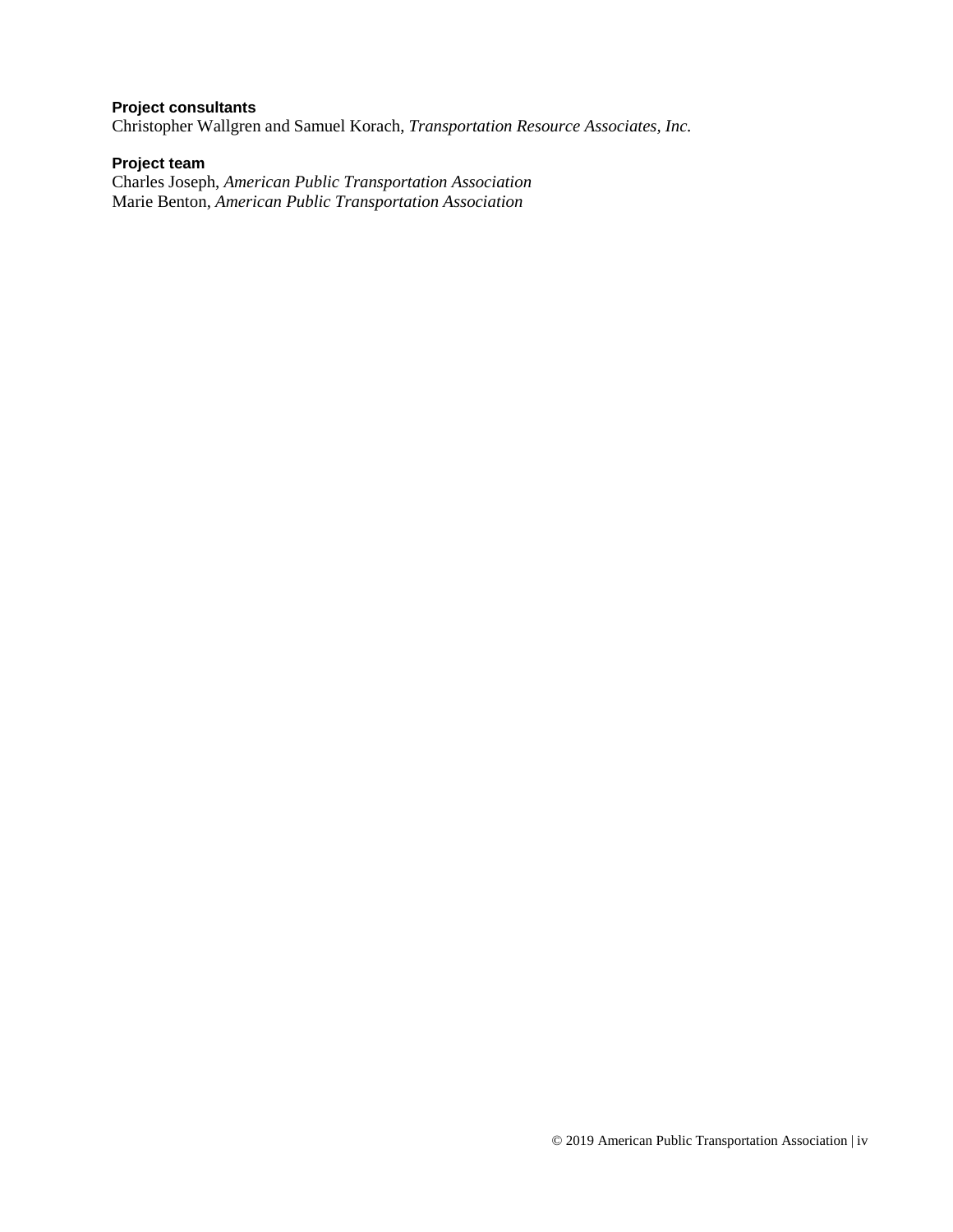**Project consultants**
Christopher Wallgren and Samuel Korach, *Transportation Resource Associates, Inc.*

**Project team**
Charles Joseph, *American Public Transportation Association*
Marie Benton, *American Public Transportation Association*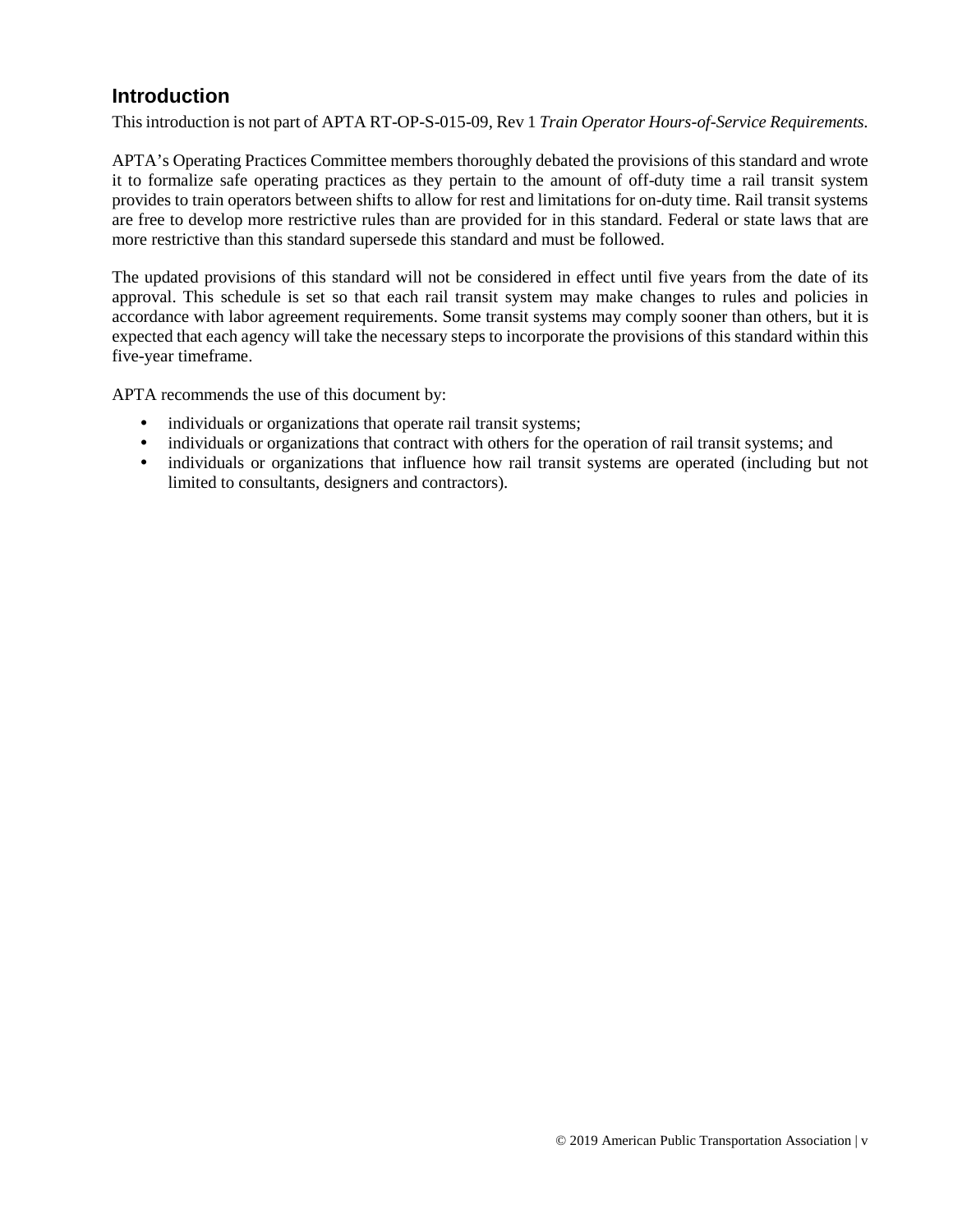## Introduction

This introduction is not part of APTA RT-OP-S-015-09, Rev 1 *Train Operator Hours-of-Service Requirements.*

APTA's Operating Practices Committee members thoroughly debated the provisions of this standard and wrote it to formalize safe operating practices as they pertain to the amount of off-duty time a rail transit system provides to train operators between shifts to allow for rest and limitations for on-duty time. Rail transit systems are free to develop more restrictive rules than are provided for in this standard. Federal or state laws that are more restrictive than this standard supersede this standard and must be followed.

The updated provisions of this standard will not be considered in effect until five years from the date of its approval. This schedule is set so that each rail transit system may make changes to rules and policies in accordance with labor agreement requirements. Some transit systems may comply sooner than others, but it is expected that each agency will take the necessary steps to incorporate the provisions of this standard within this five-year timeframe.

APTA recommends the use of this document by:

- individuals or organizations that operate rail transit systems;
- individuals or organizations that contract with others for the operation of rail transit systems; and
- individuals or organizations that influence how rail transit systems are operated (including but not limited to consultants, designers and contractors).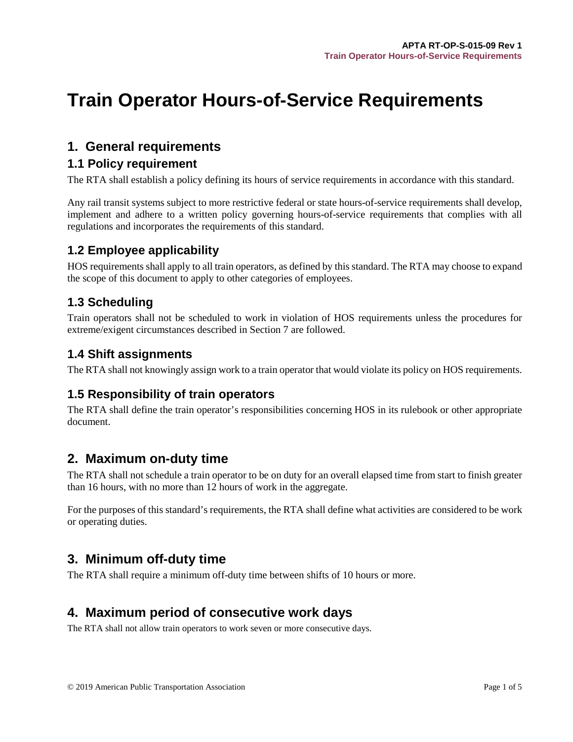# Train Operator Hours-of-Service Requirements

## 1. General requirements

### 1.1 Policy requirement

The RTA shall establish a policy defining its hours of service requirements in accordance with this standard.

Any rail transit systems subject to more restrictive federal or state hours-of-service requirements shall develop, implement and adhere to a written policy governing hours-of-service requirements that complies with all regulations and incorporates the requirements of this standard.

### 1.2 Employee applicability

HOS requirements shall apply to all train operators, as defined by this standard. The RTA may choose to expand the scope of this document to apply to other categories of employees.

### 1.3 Scheduling

Train operators shall not be scheduled to work in violation of HOS requirements unless the procedures for extreme/exigent circumstances described in Section 7 are followed.

### 1.4 Shift assignments

The RTA shall not knowingly assign work to a train operator that would violate its policy on HOS requirements.

### 1.5 Responsibility of train operators

The RTA shall define the train operator's responsibilities concerning HOS in its rulebook or other appropriate document.

## 2. Maximum on-duty time

The RTA shall not schedule a train operator to be on duty for an overall elapsed time from start to finish greater than 16 hours, with no more than 12 hours of work in the aggregate.

For the purposes of this standard's requirements, the RTA shall define what activities are considered to be work or operating duties.

## 3. Minimum off-duty time

The RTA shall require a minimum off-duty time between shifts of 10 hours or more.

## 4. Maximum period of consecutive work days

The RTA shall not allow train operators to work seven or more consecutive days.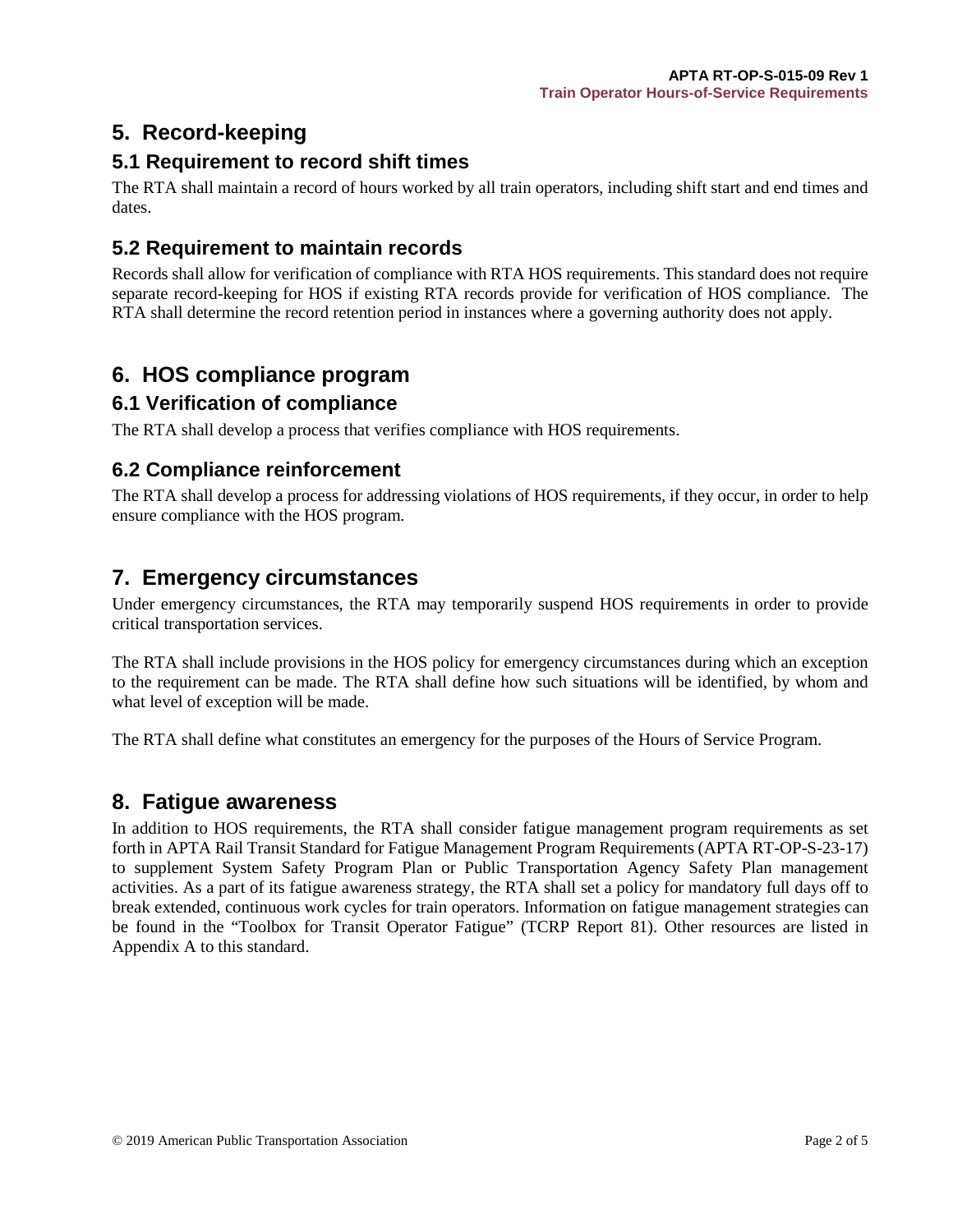## 5. Record-keeping

### 5.1 Requirement to record shift times

The RTA shall maintain a record of hours worked by all train operators, including shift start and end times and dates.

### 5.2 Requirement to maintain records

Records shall allow for verification of compliance with RTA HOS requirements. This standard does not require separate record-keeping for HOS if existing RTA records provide for verification of HOS compliance. The RTA shall determine the record retention period in instances where a governing authority does not apply.

## 6. HOS compliance program

### 6.1 Verification of compliance

The RTA shall develop a process that verifies compliance with HOS requirements.

### 6.2 Compliance reinforcement

The RTA shall develop a process for addressing violations of HOS requirements, if they occur, in order to help ensure compliance with the HOS program.

## 7. Emergency circumstances

Under emergency circumstances, the RTA may temporarily suspend HOS requirements in order to provide critical transportation services.

The RTA shall include provisions in the HOS policy for emergency circumstances during which an exception to the requirement can be made. The RTA shall define how such situations will be identified, by whom and what level of exception will be made.

The RTA shall define what constitutes an emergency for the purposes of the Hours of Service Program.

## 8. Fatigue awareness

In addition to HOS requirements, the RTA shall consider fatigue management program requirements as set forth in APTA Rail Transit Standard for Fatigue Management Program Requirements (APTA RT-OP-S-23-17) to supplement System Safety Program Plan or Public Transportation Agency Safety Plan management activities. As a part of its fatigue awareness strategy, the RTA shall set a policy for mandatory full days off to break extended, continuous work cycles for train operators. Information on fatigue management strategies can be found in the "Toolbox for Transit Operator Fatigue" (TCRP Report 81). Other resources are listed in Appendix A to this standard.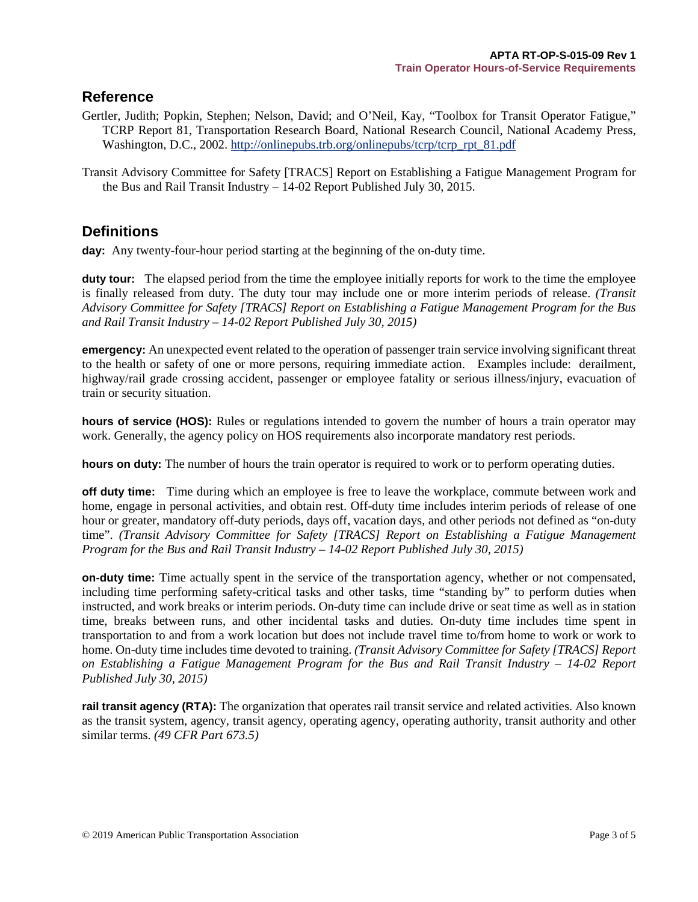## Reference

Gertler, Judith; Popkin, Stephen; Nelson, David; and O'Neil, Kay, "Toolbox for Transit Operator Fatigue," TCRP Report 81, Transportation Research Board, National Research Council, National Academy Press, Washington, D.C., 2002. http://onlinepubs.trb.org/onlinepubs/tcrp/tcrp_rpt_81.pdf

Transit Advisory Committee for Safety [TRACS] Report on Establishing a Fatigue Management Program for the Bus and Rail Transit Industry – 14-02 Report Published July 30, 2015.

## Definitions

**day:** Any twenty-four-hour period starting at the beginning of the on-duty time.

**duty tour:** The elapsed period from the time the employee initially reports for work to the time the employee is finally released from duty. The duty tour may include one or more interim periods of release. *(Transit Advisory Committee for Safety [TRACS] Report on Establishing a Fatigue Management Program for the Bus and Rail Transit Industry – 14-02 Report Published July 30, 2015)*

**emergency:** An unexpected event related to the operation of passenger train service involving significant threat to the health or safety of one or more persons, requiring immediate action. Examples include: derailment, highway/rail grade crossing accident, passenger or employee fatality or serious illness/injury, evacuation of train or security situation.

**hours of service (HOS):** Rules or regulations intended to govern the number of hours a train operator may work. Generally, the agency policy on HOS requirements also incorporate mandatory rest periods.

**hours on duty:** The number of hours the train operator is required to work or to perform operating duties.

**off duty time:** Time during which an employee is free to leave the workplace, commute between work and home, engage in personal activities, and obtain rest. Off-duty time includes interim periods of release of one hour or greater, mandatory off-duty periods, days off, vacation days, and other periods not defined as "on-duty time". *(Transit Advisory Committee for Safety [TRACS] Report on Establishing a Fatigue Management Program for the Bus and Rail Transit Industry – 14-02 Report Published July 30, 2015)*

**on-duty time:** Time actually spent in the service of the transportation agency, whether or not compensated, including time performing safety-critical tasks and other tasks, time "standing by" to perform duties when instructed, and work breaks or interim periods. On-duty time can include drive or seat time as well as in station time, breaks between runs, and other incidental tasks and duties. On-duty time includes time spent in transportation to and from a work location but does not include travel time to/from home to work or work to home. On-duty time includes time devoted to training. *(Transit Advisory Committee for Safety [TRACS] Report on Establishing a Fatigue Management Program for the Bus and Rail Transit Industry – 14-02 Report Published July 30, 2015)*

**rail transit agency (RTA):** The organization that operates rail transit service and related activities. Also known as the transit system, agency, transit agency, operating agency, operating authority, transit authority and other similar terms. *(49 CFR Part 673.5)*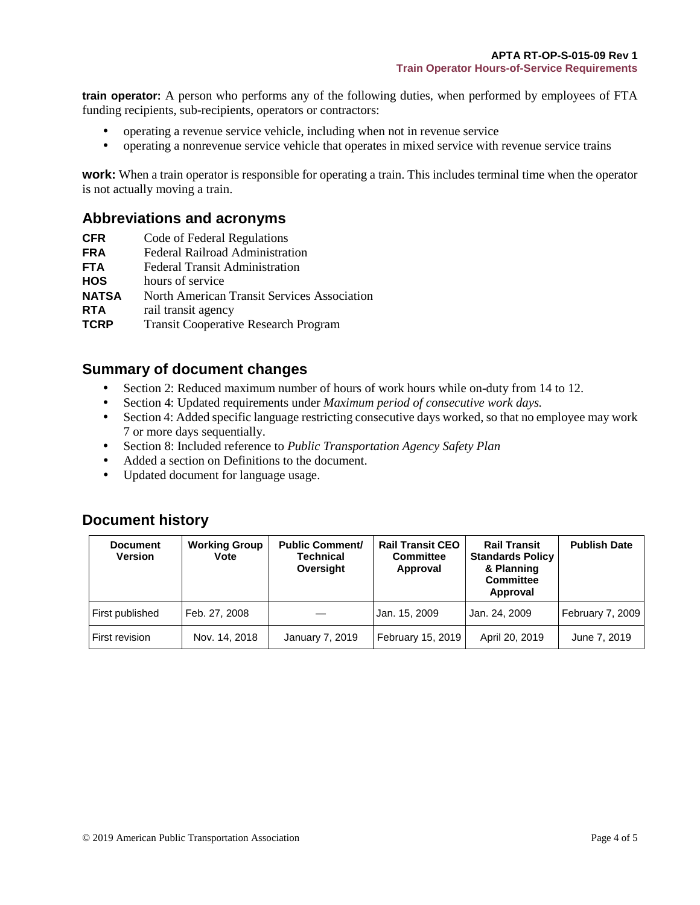**train operator:** A person who performs any of the following duties, when performed by employees of FTA funding recipients, sub-recipients, operators or contractors:

- operating a revenue service vehicle, including when not in revenue service
- operating a nonrevenue service vehicle that operates in mixed service with revenue service trains

**work:** When a train operator is responsible for operating a train. This includes terminal time when the operator is not actually moving a train.

## Abbreviations and acronyms

**CFR** Code of Federal Regulations
**FRA** Federal Railroad Administration
**FTA** Federal Transit Administration
**HOS** hours of service
**NATSA** North American Transit Services Association
**RTA** rail transit agency
**TCRP** Transit Cooperative Research Program

## Summary of document changes

- Section 2: Reduced maximum number of hours of work hours while on-duty from 14 to 12.
- Section 4: Updated requirements under *Maximum period of consecutive work days.*
- Section 4: Added specific language restricting consecutive days worked, so that no employee may work 7 or more days sequentially.
- Section 8: Included reference to *Public Transportation Agency Safety Plan*
- Added a section on Definitions to the document.
- Updated document for language usage.

## Document history

| Document Version | Working Group Vote | Public Comment/ Technical Oversight | Rail Transit CEO Committee Approval | Rail Transit Standards Policy & Planning Committee Approval | Publish Date |
|---|---|---|---|---|---|
| First published | Feb. 27, 2008 | — | Jan. 15, 2009 | Jan. 24, 2009 | February 7, 2009 |
| First revision | Nov. 14, 2018 | January 7, 2019 | February 15, 2019 | April 20, 2019 | June 7, 2019 |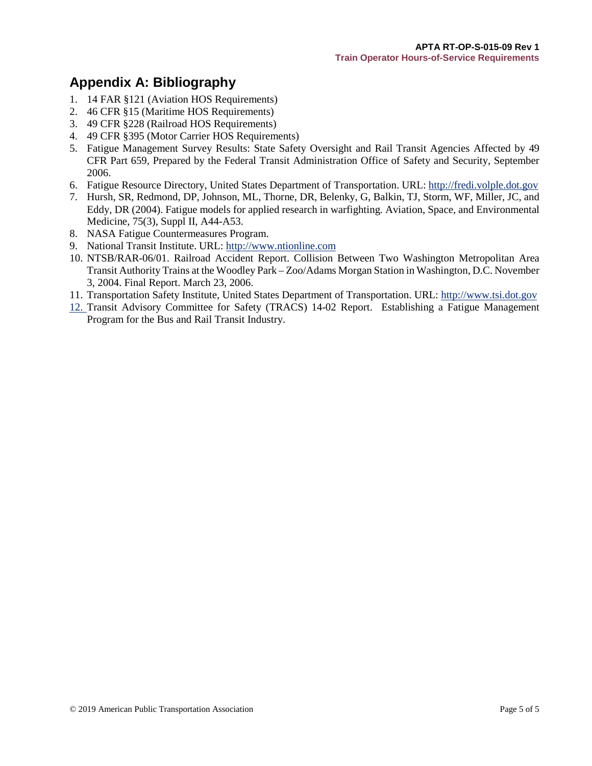## Appendix A: Bibliography

1. 14 FAR §121 (Aviation HOS Requirements)
2. 46 CFR §15 (Maritime HOS Requirements)
3. 49 CFR §228 (Railroad HOS Requirements)
4. 49 CFR §395 (Motor Carrier HOS Requirements)
5. Fatigue Management Survey Results: State Safety Oversight and Rail Transit Agencies Affected by 49 CFR Part 659, Prepared by the Federal Transit Administration Office of Safety and Security, September 2006.
6. Fatigue Resource Directory, United States Department of Transportation. URL: http://fredi.volple.dot.gov
7. Hursh, SR, Redmond, DP, Johnson, ML, Thorne, DR, Belenky, G, Balkin, TJ, Storm, WF, Miller, JC, and Eddy, DR (2004). Fatigue models for applied research in warfighting. Aviation, Space, and Environmental Medicine, 75(3), Suppl II, A44-A53.
8. NASA Fatigue Countermeasures Program.
9. National Transit Institute. URL: http://www.ntionline.com
10. NTSB/RAR-06/01. Railroad Accident Report. Collision Between Two Washington Metropolitan Area Transit Authority Trains at the Woodley Park – Zoo/Adams Morgan Station in Washington, D.C. November 3, 2004. Final Report. March 23, 2006.
11. Transportation Safety Institute, United States Department of Transportation. URL: http://www.tsi.dot.gov
12. Transit Advisory Committee for Safety (TRACS) 14-02 Report. Establishing a Fatigue Management Program for the Bus and Rail Transit Industry.